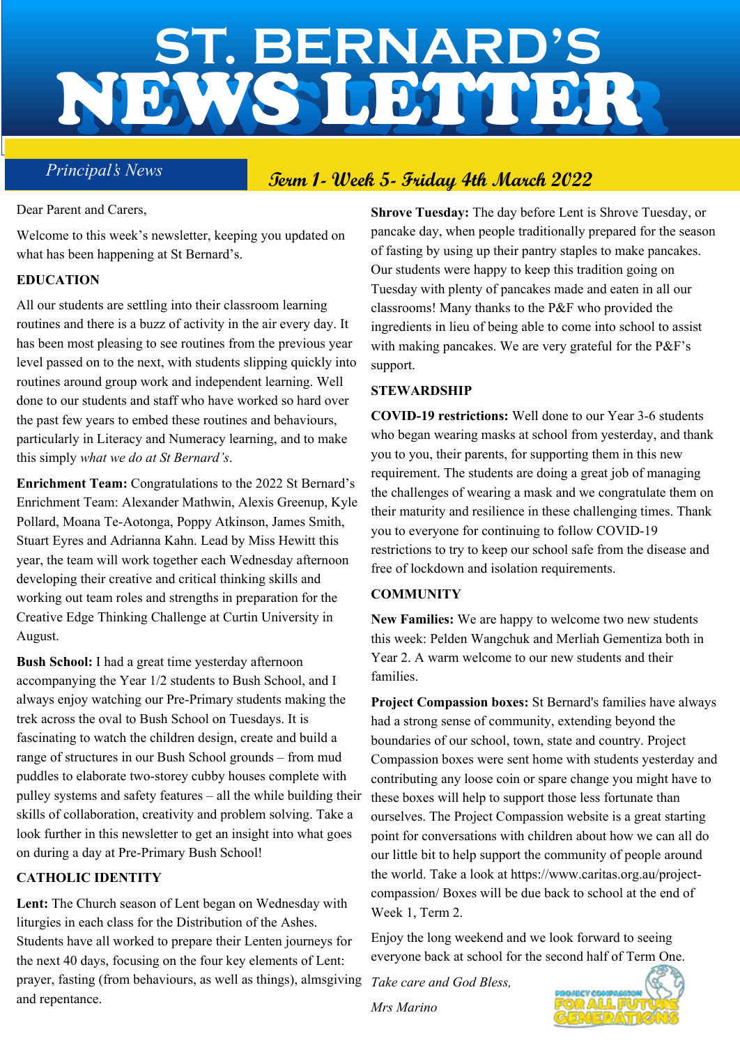# ST. BERNARD'S NEWSLETTER

*Principal's News*

**Term 1- Week 5- Friday 4th March 2022**

Dear Parent and Carers,

Welcome to this week's newsletter, keeping you updated on what has been happening at St Bernard's.

**EDUCATION**

All our students are settling into their classroom learning routines and there is a buzz of activity in the air every day. It has been most pleasing to see routines from the previous year level passed on to the next, with students slipping quickly into routines around group work and independent learning. Well done to our students and staff who have worked so hard over the past few years to embed these routines and behaviours, particularly in Literacy and Numeracy learning, and to make this simply *what we do at St Bernard's*.

**Enrichment Team:** Congratulations to the 2022 St Bernard's Enrichment Team: Alexander Mathwin, Alexis Greenup, Kyle Pollard, Moana Te-Aotonga, Poppy Atkinson, James Smith, Stuart Eyres and Adrianna Kahn. Lead by Miss Hewitt this year, the team will work together each Wednesday afternoon developing their creative and critical thinking skills and working out team roles and strengths in preparation for the Creative Edge Thinking Challenge at Curtin University in August.

**Bush School:** I had a great time yesterday afternoon accompanying the Year 1/2 students to Bush School, and I always enjoy watching our Pre-Primary students making the trek across the oval to Bush School on Tuesdays. It is fascinating to watch the children design, create and build a range of structures in our Bush School grounds – from mud puddles to elaborate two-storey cubby houses complete with pulley systems and safety features – all the while building their skills of collaboration, creativity and problem solving. Take a look further in this newsletter to get an insight into what goes on during a day at Pre-Primary Bush School!

**CATHOLIC IDENTITY**

**Lent:** The Church season of Lent began on Wednesday with liturgies in each class for the Distribution of the Ashes. Students have all worked to prepare their Lenten journeys for the next 40 days, focusing on the four key elements of Lent: prayer, fasting (from behaviours, as well as things), almsgiving and repentance.

**Shrove Tuesday:** The day before Lent is Shrove Tuesday, or pancake day, when people traditionally prepared for the season of fasting by using up their pantry staples to make pancakes. Our students were happy to keep this tradition going on Tuesday with plenty of pancakes made and eaten in all our classrooms! Many thanks to the P&F who provided the ingredients in lieu of being able to come into school to assist with making pancakes. We are very grateful for the P&F's support.

**STEWARDSHIP**

**COVID-19 restrictions:** Well done to our Year 3-6 students who began wearing masks at school from yesterday, and thank you to you, their parents, for supporting them in this new requirement. The students are doing a great job of managing the challenges of wearing a mask and we congratulate them on their maturity and resilience in these challenging times. Thank you to everyone for continuing to follow COVID-19 restrictions to try to keep our school safe from the disease and free of lockdown and isolation requirements.

**COMMUNITY**

**New Families:** We are happy to welcome two new students this week: Pelden Wangchuk and Merliah Gementiza both in Year 2. A warm welcome to our new students and their families.

**Project Compassion boxes:** St Bernard's families have always had a strong sense of community, extending beyond the boundaries of our school, town, state and country. Project Compassion boxes were sent home with students yesterday and contributing any loose coin or spare change you might have to these boxes will help to support those less fortunate than ourselves. The Project Compassion website is a great starting point for conversations with children about how we can all do our little bit to help support the community of people around the world. Take a look at https://www.caritas.org.au/project-compassion/ Boxes will be due back to school at the end of Week 1, Term 2.

Enjoy the long weekend and we look forward to seeing everyone back at school for the second half of Term One.

*Take care and God Bless,*

*Mrs Marino*

PROJECT COMPASSION FOR ALL FUTURE GENERATIONS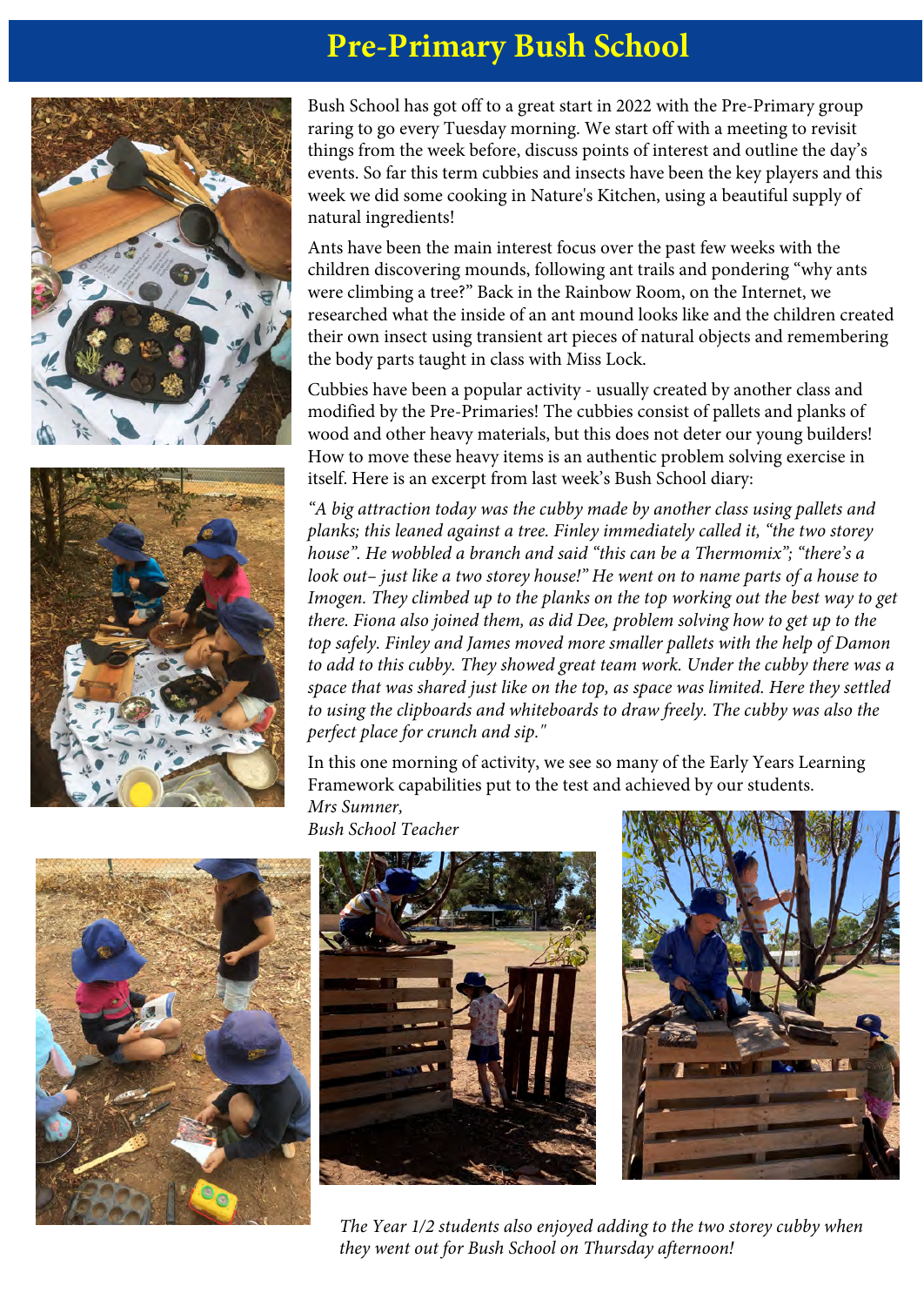# Pre-Primary Bush School

Bush School has got off to a great start in 2022 with the Pre-Primary group raring to go every Tuesday morning. We start off with a meeting to revisit things from the week before, discuss points of interest and outline the day's events. So far this term cubbies and insects have been the key players and this week we did some cooking in Nature's Kitchen, using a beautiful supply of natural ingredients!

Ants have been the main interest focus over the past few weeks with the children discovering mounds, following ant trails and pondering "why ants were climbing a tree?" Back in the Rainbow Room, on the Internet, we researched what the inside of an ant mound looks like and the children created their own insect using transient art pieces of natural objects and remembering the body parts taught in class with Miss Lock.

Cubbies have been a popular activity - usually created by another class and modified by the Pre-Primaries! The cubbies consist of pallets and planks of wood and other heavy materials, but this does not deter our young builders! How to move these heavy items is an authentic problem solving exercise in itself. Here is an excerpt from last week's Bush School diary:

*"A big attraction today was the cubby made by another class using pallets and planks; this leaned against a tree. Finley immediately called it, "the two storey house". He wobbled a branch and said "this can be a Thermomix"; "there's a look out– just like a two storey house!" He went on to name parts of a house to Imogen. They climbed up to the planks on the top working out the best way to get there. Fiona also joined them, as did Dee, problem solving how to get up to the top safely. Finley and James moved more smaller pallets with the help of Damon to add to this cubby. They showed great team work. Under the cubby there was a space that was shared just like on the top, as space was limited. Here they settled to using the clipboards and whiteboards to draw freely. The cubby was also the perfect place for crunch and sip."*

In this one morning of activity, we see so many of the Early Years Learning Framework capabilities put to the test and achieved by our students.

*Mrs Sumner,*
*Bush School Teacher*

*The Year 1/2 students also enjoyed adding to the two storey cubby when they went out for Bush School on Thursday afternoon!*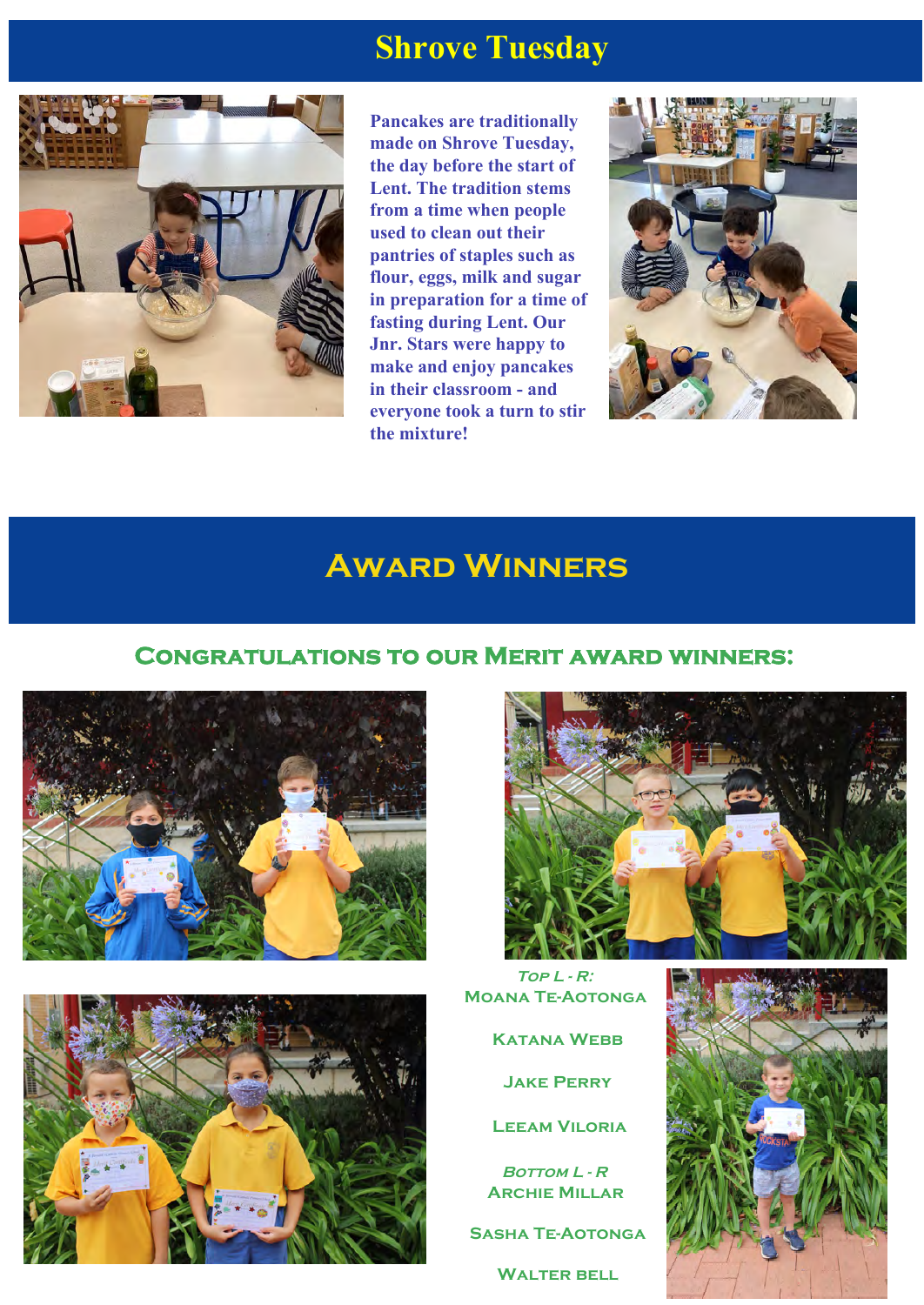# Shrove Tuesday

**Pancakes are traditionally made on Shrove Tuesday, the day before the start of Lent. The tradition stems from a time when people used to clean out their pantries of staples such as flour, eggs, milk and sugar in preparation for a time of fasting during Lent. Our Jnr. Stars were happy to make and enjoy pancakes in their classroom - and everyone took a turn to stir the mixture!**

# Award Winners

## Congratulations to our Merit award winners:

*Top L - R:*
Moana Te-Aotonga

Katana Webb

Jake Perry

Leeam Viloria

*Bottom L - R*
Archie Millar

Sasha Te-Aotonga

Walter Bell